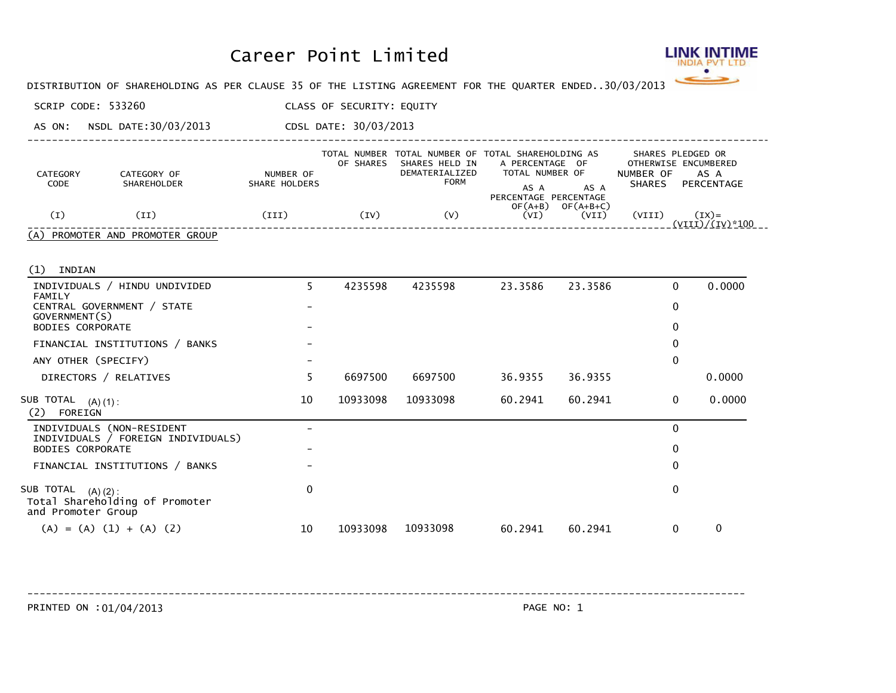# Career Point Limited

DISTRIBUTION OF SHAREHOLDING AS PER CLAUSE 35 OF THE LISTING AGREEMENT FOR THE QUARTER ENDED..30/03/2013

SCRIP CODE: 533260 CLASS OF SECURITY: EQUITY

AS ON: NSDL DATE:30/03/2013 CDSL DATE: 30/03/2013

| CATEGORY CODE | CATEGORY OF SHAREHOLDER | NUMBER OF SHARE HOLDERS | TOTAL NUMBER OF SHARES | TOTAL NUMBER OF SHARES HELD IN DEMATERIALIZED FORM | TOTAL SHAREHOLDING AS A PERCENTAGE OF TOTAL NUMBER OF | | SHARES PLEDGED OR OTHERWISE ENCUMBERED | |
|---|---|---|---|---|---|---|---|---|
| | | | | | AS A PERCENTAGE OF(A+B) | AS A PERCENTAGE OF(A+B+C) | NUMBER OF SHARES | AS A PERCENTAGE |
| (I) | (II) | (III) | (IV) | (V) | (VI) | (VII) | (VIII) | (IX)= (VIII)/(IV)*100 |
| (A) PROMOTER AND PROMOTER GROUP | | | | | | | | |
| (1) INDIAN | | | | | | | | |
| | INDIVIDUALS / HINDU UNDIVIDED FAMILY | 5 | 4235598 | 4235598 | 23.3586 | 23.3586 | 0 | 0.0000 |
| | CENTRAL GOVERNMENT / STATE GOVERNMENT(S) | - | | | | | 0 | |
| | BODIES CORPORATE | - | | | | | 0 | |
| | FINANCIAL INSTITUTIONS / BANKS | - | | | | | 0 | |
| | ANY OTHER (SPECIFY) | - | | | | | 0 | |
| | DIRECTORS / RELATIVES | 5 | 6697500 | 6697500 | 36.9355 | 36.9355 | | 0.0000 |
| | SUB TOTAL (A)(1): | 10 | 10933098 | 10933098 | 60.2941 | 60.2941 | 0 | 0.0000 |
| (2) FOREIGN | | | | | | | | |
| | INDIVIDUALS (NON-RESIDENT INDIVIDUALS / FOREIGN INDIVIDUALS) | - | | | | | 0 | |
| | BODIES CORPORATE | - | | | | | 0 | |
| | FINANCIAL INSTITUTIONS / BANKS | - | | | | | 0 | |
| | SUB TOTAL (A)(2): | 0 | | | | | 0 | |
| | Total Shareholding of Promoter and Promoter Group (A) = (A) (1) + (A) (2) | 10 | 10933098 | 10933098 | 60.2941 | 60.2941 | 0 | 0 |

PRINTED ON : 01/04/2013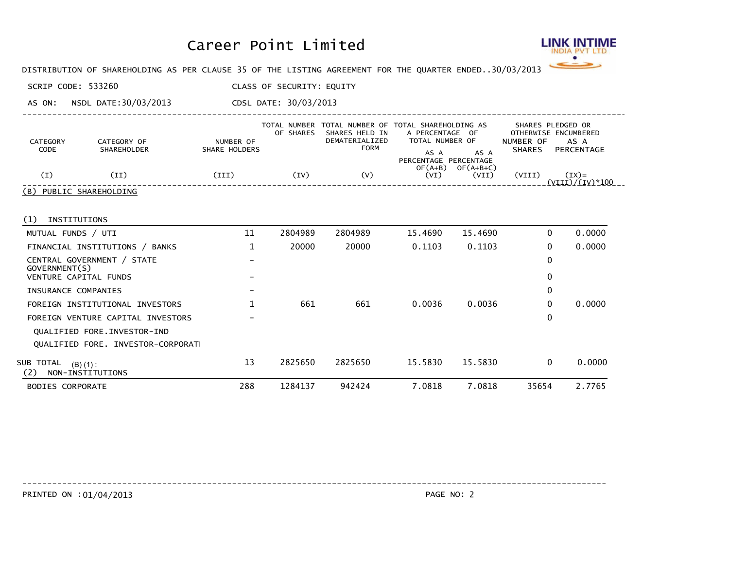# Career Point Limited

LINK INTIME INDIA PVT LTD

DISTRIBUTION OF SHAREHOLDING AS PER CLAUSE 35 OF THE LISTING AGREEMENT FOR THE QUARTER ENDED..30/03/2013

SCRIP CODE: 533260 CLASS OF SECURITY: EQUITY

AS ON: NSDL DATE:30/03/2013 CDSL DATE: 30/03/2013

| CATEGORY CODE | CATEGORY OF SHAREHOLDER | NUMBER OF SHARE HOLDERS | TOTAL NUMBER OF SHARES | TOTAL NUMBER OF SHARES HELD IN DEMATERIALIZED FORM | TOTAL SHAREHOLDING AS A PERCENTAGE OF TOTAL NUMBER OF | | SHARES PLEDGED OR OTHERWISE ENCUMBERED | |
|---|---|---|---|---|---|---|---|---|
| | | | | | AS A PERCENTAGE OF(A+B) | AS A PERCENTAGE OF(A+B+C) | NUMBER OF SHARES | AS A PERCENTAGE |
| (I) | (II) | (III) | (IV) | (V) | (VI) | (VII) | (VIII) | (IX)=(VIII)/(IV)*100 |
| (B) | PUBLIC SHAREHOLDING | | | | | | | |
| (1) | INSTITUTIONS | | | | | | | |
| | MUTUAL FUNDS / UTI | 11 | 2804989 | 2804989 | 15.4690 | 15.4690 | 0 | 0.0000 |
| | FINANCIAL INSTITUTIONS / BANKS | 1 | 20000 | 20000 | 0.1103 | 0.1103 | 0 | 0.0000 |
| | CENTRAL GOVERNMENT / STATE GOVERNMENT(S) | - | | | | | 0 | |
| | VENTURE CAPITAL FUNDS | - | | | | | 0 | |
| | INSURANCE COMPANIES | - | | | | | 0 | |
| | FOREIGN INSTITUTIONAL INVESTORS | 1 | 661 | 661 | 0.0036 | 0.0036 | 0 | 0.0000 |
| | FOREIGN VENTURE CAPITAL INVESTORS | - | | | | | 0 | |
| | QUALIFIED FORE.INVESTOR-IND | | | | | | | |
| | QUALIFIED FORE. INVESTOR-CORPORAT | | | | | | | |
| | SUB TOTAL (B)(1) : | 13 | 2825650 | 2825650 | 15.5830 | 15.5830 | 0 | 0.0000 |
| (2) | NON-INSTITUTIONS | | | | | | | |
| | BODIES CORPORATE | 288 | 1284137 | 942424 | 7.0818 | 7.0818 | 35654 | 2.7765 |

PRINTED ON : 01/04/2013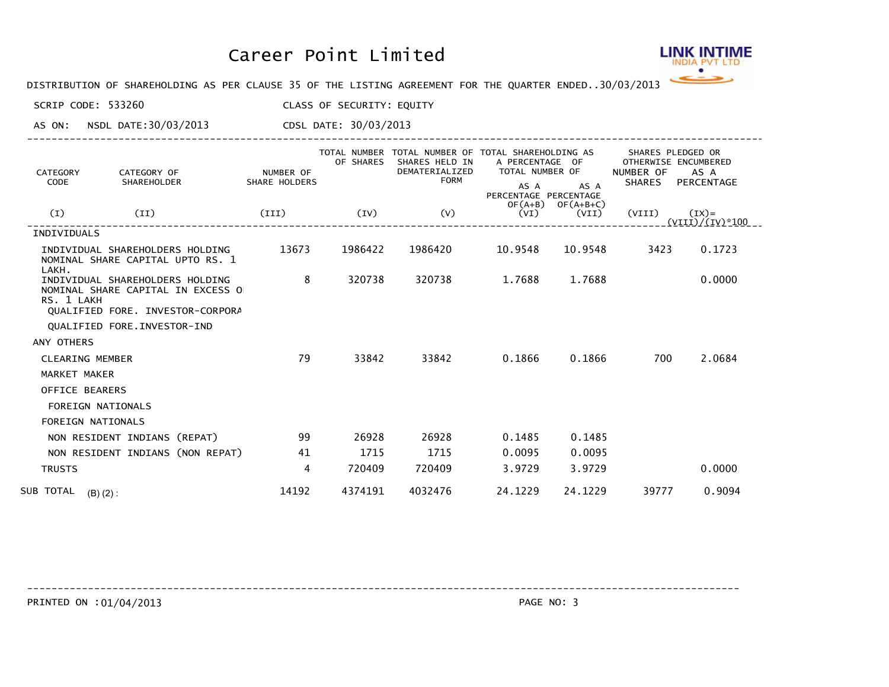# Career Point Limited

LINK INTIME INDIA PVT LTD

DISTRIBUTION OF SHAREHOLDING AS PER CLAUSE 35 OF THE LISTING AGREEMENT FOR THE QUARTER ENDED..30/03/2013

SCRIP CODE: 533260 CLASS OF SECURITY: EQUITY

AS ON: NSDL DATE:30/03/2013 CDSL DATE: 30/03/2013

| CATEGORY CODE | CATEGORY OF SHAREHOLDER | NUMBER OF SHARE HOLDERS | TOTAL NUMBER OF SHARES | TOTAL NUMBER OF SHARES HELD IN DEMATERIALIZED FORM | TOTAL SHAREHOLDING AS A PERCENTAGE OF TOTAL NUMBER OF | | SHARES PLEDGED OR OTHERWISE ENCUMBERED | |
|---|---|---|---|---|---|---|---|---|
| | | | | | AS A PERCENTAGE OF(A+B) | AS A PERCENTAGE OF(A+B+C) | NUMBER OF SHARES | AS A PERCENTAGE |
| (I) | (II) | (III) | (IV) | (V) | (VI) | (VII) | (VIII) | (IX)= (VIII)/(IV)*100 |
| | INDIVIDUALS | | | | | | | |
| | INDIVIDUAL SHAREHOLDERS HOLDING NOMINAL SHARE CAPITAL UPTO RS. 1 LAKH. | 13673 | 1986422 | 1986420 | 10.9548 | 10.9548 | 3423 | 0.1723 |
| | INDIVIDUAL SHAREHOLDERS HOLDING NOMINAL SHARE CAPITAL IN EXCESS O RS. 1 LAKH | 8 | 320738 | 320738 | 1.7688 | 1.7688 | | 0.0000 |
| | QUALIFIED FORE. INVESTOR-CORPORA | | | | | | | |
| | QUALIFIED FORE.INVESTOR-IND | | | | | | | |
| | ANY OTHERS | | | | | | | |
| | CLEARING MEMBER | 79 | 33842 | 33842 | 0.1866 | 0.1866 | 700 | 2.0684 |
| | MARKET MAKER | | | | | | | |
| | OFFICE BEARERS | | | | | | | |
| | FOREIGN NATIONALS | | | | | | | |
| | FOREIGN NATIONALS | | | | | | | |
| | NON RESIDENT INDIANS (REPAT) | 99 | 26928 | 26928 | 0.1485 | 0.1485 | | |
| | NON RESIDENT INDIANS (NON REPAT) | 41 | 1715 | 1715 | 0.0095 | 0.0095 | | |
| | TRUSTS | 4 | 720409 | 720409 | 3.9729 | 3.9729 | | 0.0000 |
| SUB TOTAL | (B) (2) : | 14192 | 4374191 | 4032476 | 24.1229 | 24.1229 | 39777 | 0.9094 |

PRINTED ON : 01/04/2013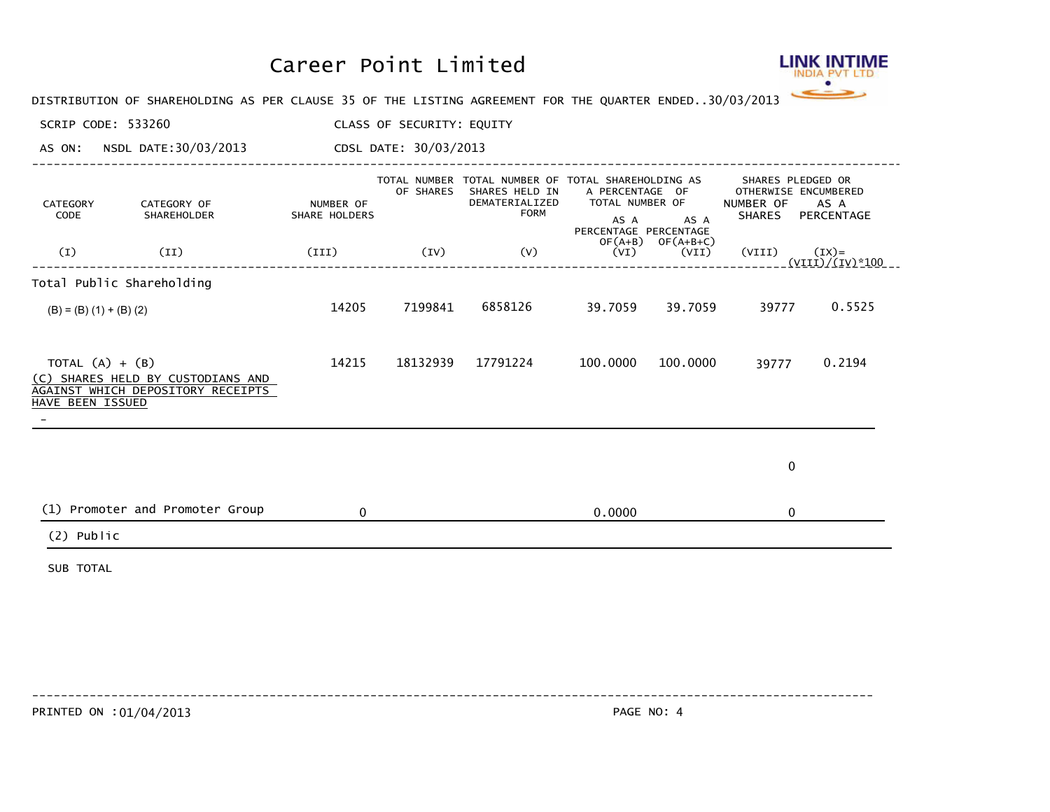# Career Point Limited

DISTRIBUTION OF SHAREHOLDING AS PER CLAUSE 35 OF THE LISTING AGREEMENT FOR THE QUARTER ENDED..30/03/2013

SCRIP CODE: 533260 CLASS OF SECURITY: EQUITY

AS ON: NSDL DATE:30/03/2013 CDSL DATE: 30/03/2013

| CATEGORY CODE | CATEGORY OF SHAREHOLDER | NUMBER OF SHARE HOLDERS | TOTAL NUMBER OF SHARES | TOTAL NUMBER OF SHARES HELD IN DEMATERIALIZED FORM | TOTAL SHAREHOLDING AS A PERCENTAGE OF TOTAL NUMBER OF | | SHARES PLEDGED OR OTHERWISE ENCUMBERED | |
|---|---|---|---|---|---|---|---|---|
| | | | | | AS A PERCENTAGE OF(A+B) | AS A PERCENTAGE OF(A+B+C) | NUMBER OF SHARES | AS A PERCENTAGE |
| (I) | (II) | (III) | (IV) | (V) | (VI) | (VII) | (VIII) | (IX)= (VIII)/(IV)*100 |
| Total Public Shareholding | | | | | | | | |
| (B) = (B) (1) + (B) (2) | | 14205 | 7199841 | 6858126 | 39.7059 | 39.7059 | 39777 | 0.5525 |
| TOTAL (A) + (B) | | 14215 | 18132939 | 17791224 | 100.0000 | 100.0000 | 39777 | 0.2194 |
| (C) SHARES HELD BY CUSTODIANS AND AGAINST WHICH DEPOSITORY RECEIPTS HAVE BEEN ISSUED | | | | | | | | |
| - | | | | | | | | |
| | | | | | | | 0 | |
| (1) Promoter and Promoter Group | | 0 | | | 0.0000 | | 0 | |
| (2) Public | | | | | | | | |
| SUB TOTAL | | | | | | | | |

PRINTED ON :01/04/2013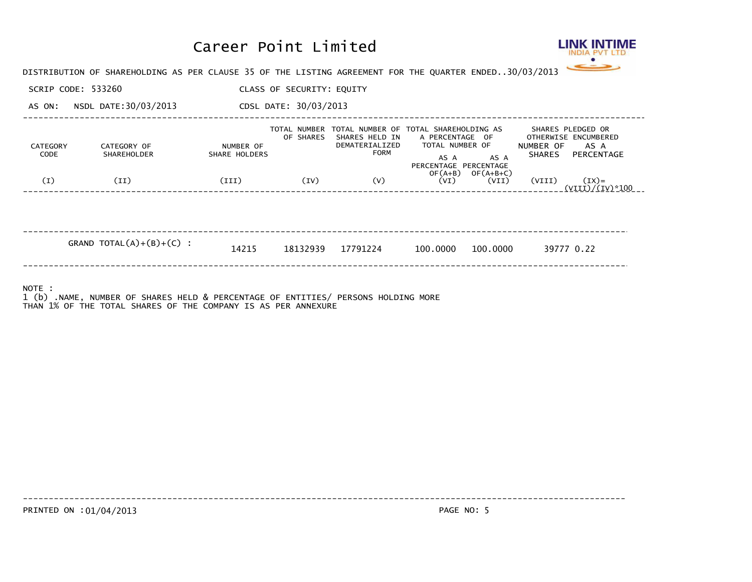# Career Point Limited

LINK INTIME INDIA PVT LTD

DISTRIBUTION OF SHAREHOLDING AS PER CLAUSE 35 OF THE LISTING AGREEMENT FOR THE QUARTER ENDED..30/03/2013

SCRIP CODE: 533260 CLASS OF SECURITY: EQUITY

AS ON: NSDL DATE:30/03/2013 CDSL DATE: 30/03/2013

| CATEGORY CODE | CATEGORY OF SHAREHOLDER | NUMBER OF SHARE HOLDERS | TOTAL NUMBER OF SHARES | TOTAL NUMBER OF SHARES HELD IN DEMATERIALIZED FORM | TOTAL SHAREHOLDING AS A PERCENTAGE OF TOTAL NUMBER OF | | SHARES PLEDGED OR OTHERWISE ENCUMBERED | |
|---|---|---|---|---|---|---|---|---|
| | | | | | AS A PERCENTAGE OF(A+B) | AS A PERCENTAGE OF(A+B+C) | NUMBER OF SHARES | AS A PERCENTAGE |
| (I) | (II) | (III) | (IV) | (V) | (VI) | (VII) | (VIII) | (IX)= (VIII)/(IV)*100 |
| | GRAND TOTAL(A)+(B)+(C) : | 14215 | 18132939 | 17791224 | 100.0000 | 100.0000 | 39777 | 0.22 |

NOTE :
1 (b) .NAME, NUMBER OF SHARES HELD & PERCENTAGE OF ENTITIES/ PERSONS HOLDING MORE THAN 1% OF THE TOTAL SHARES OF THE COMPANY IS AS PER ANNEXURE

PRINTED ON :01/04/2013